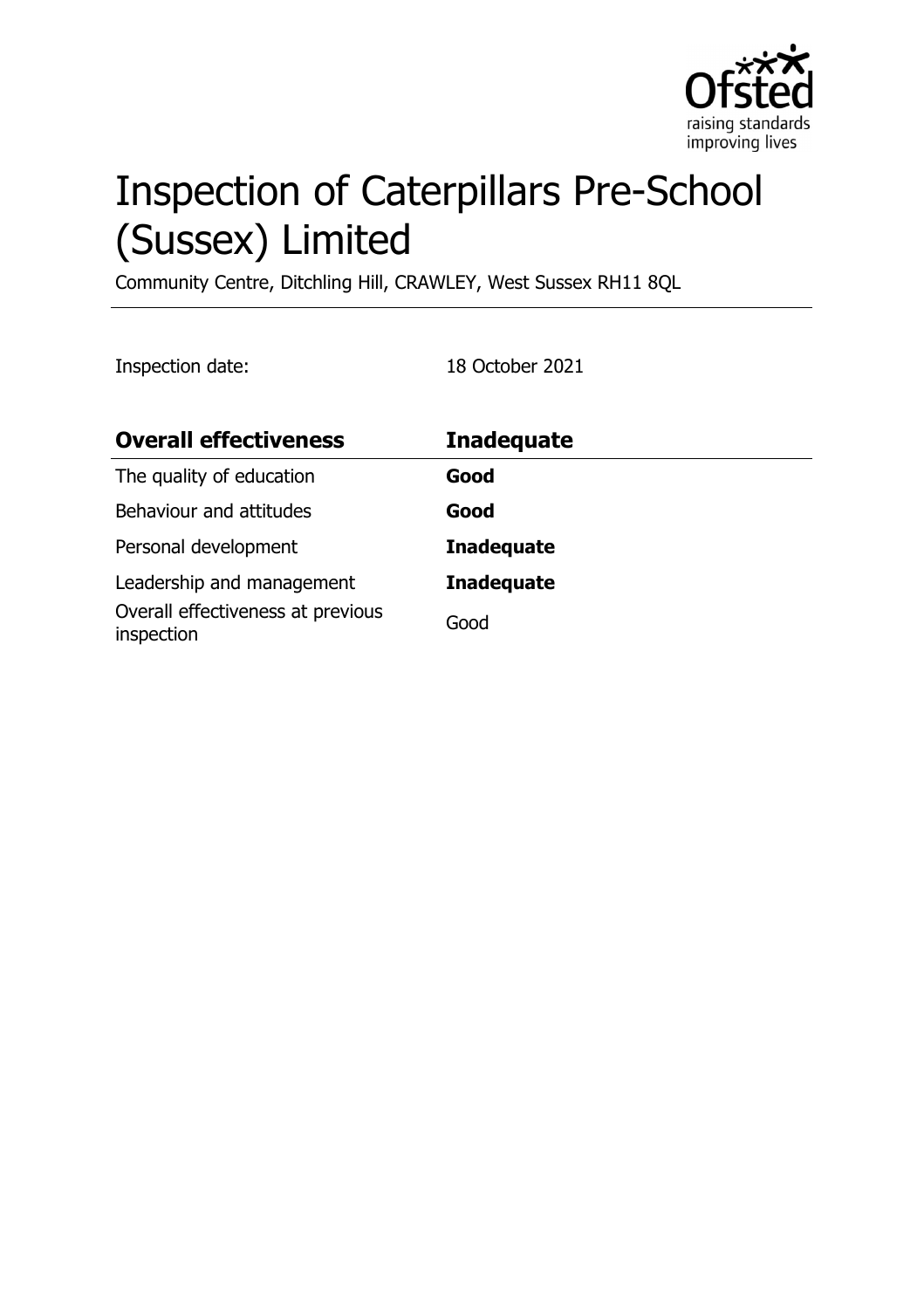# Inspection of Caterpillars Pre-School (Sussex) Limited

Community Centre, Ditchling Hill, CRAWLEY, West Sussex RH11 8QL

Inspection date: 18 October 2021

| Overall effectiveness | Inadequate |
|---|---|
| The quality of education | **Good** |
| Behaviour and attitudes | **Good** |
| Personal development | **Inadequate** |
| Leadership and management | **Inadequate** |
| Overall effectiveness at previous inspection | Good |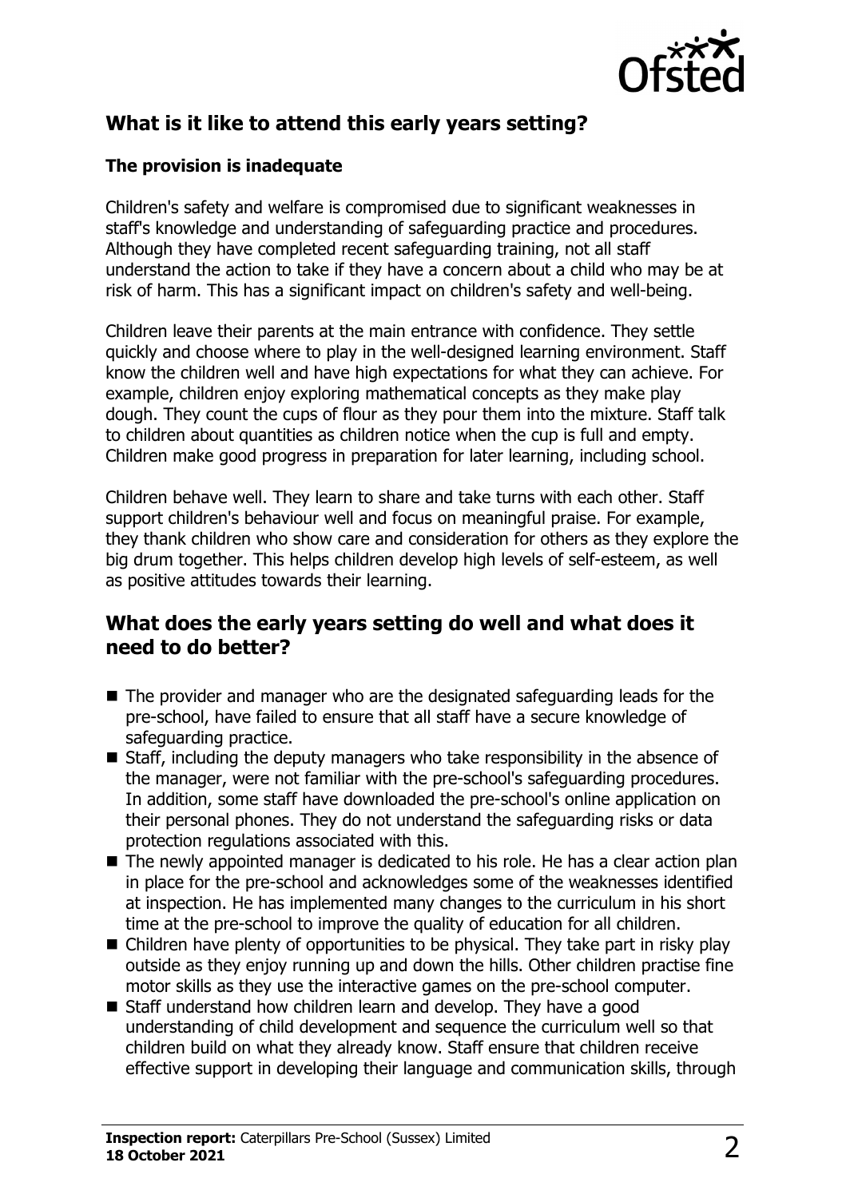## What is it like to attend this early years setting?

### The provision is inadequate

Children's safety and welfare is compromised due to significant weaknesses in staff's knowledge and understanding of safeguarding practice and procedures. Although they have completed recent safeguarding training, not all staff understand the action to take if they have a concern about a child who may be at risk of harm. This has a significant impact on children's safety and well-being.

Children leave their parents at the main entrance with confidence. They settle quickly and choose where to play in the well-designed learning environment. Staff know the children well and have high expectations for what they can achieve. For example, children enjoy exploring mathematical concepts as they make play dough. They count the cups of flour as they pour them into the mixture. Staff talk to children about quantities as children notice when the cup is full and empty. Children make good progress in preparation for later learning, including school.

Children behave well. They learn to share and take turns with each other. Staff support children's behaviour well and focus on meaningful praise. For example, they thank children who show care and consideration for others as they explore the big drum together. This helps children develop high levels of self-esteem, as well as positive attitudes towards their learning.

## What does the early years setting do well and what does it need to do better?

- The provider and manager who are the designated safeguarding leads for the pre-school, have failed to ensure that all staff have a secure knowledge of safeguarding practice.
- Staff, including the deputy managers who take responsibility in the absence of the manager, were not familiar with the pre-school's safeguarding procedures. In addition, some staff have downloaded the pre-school's online application on their personal phones. They do not understand the safeguarding risks or data protection regulations associated with this.
- The newly appointed manager is dedicated to his role. He has a clear action plan in place for the pre-school and acknowledges some of the weaknesses identified at inspection. He has implemented many changes to the curriculum in his short time at the pre-school to improve the quality of education for all children.
- Children have plenty of opportunities to be physical. They take part in risky play outside as they enjoy running up and down the hills. Other children practise fine motor skills as they use the interactive games on the pre-school computer.
- Staff understand how children learn and develop. They have a good understanding of child development and sequence the curriculum well so that children build on what they already know. Staff ensure that children receive effective support in developing their language and communication skills, through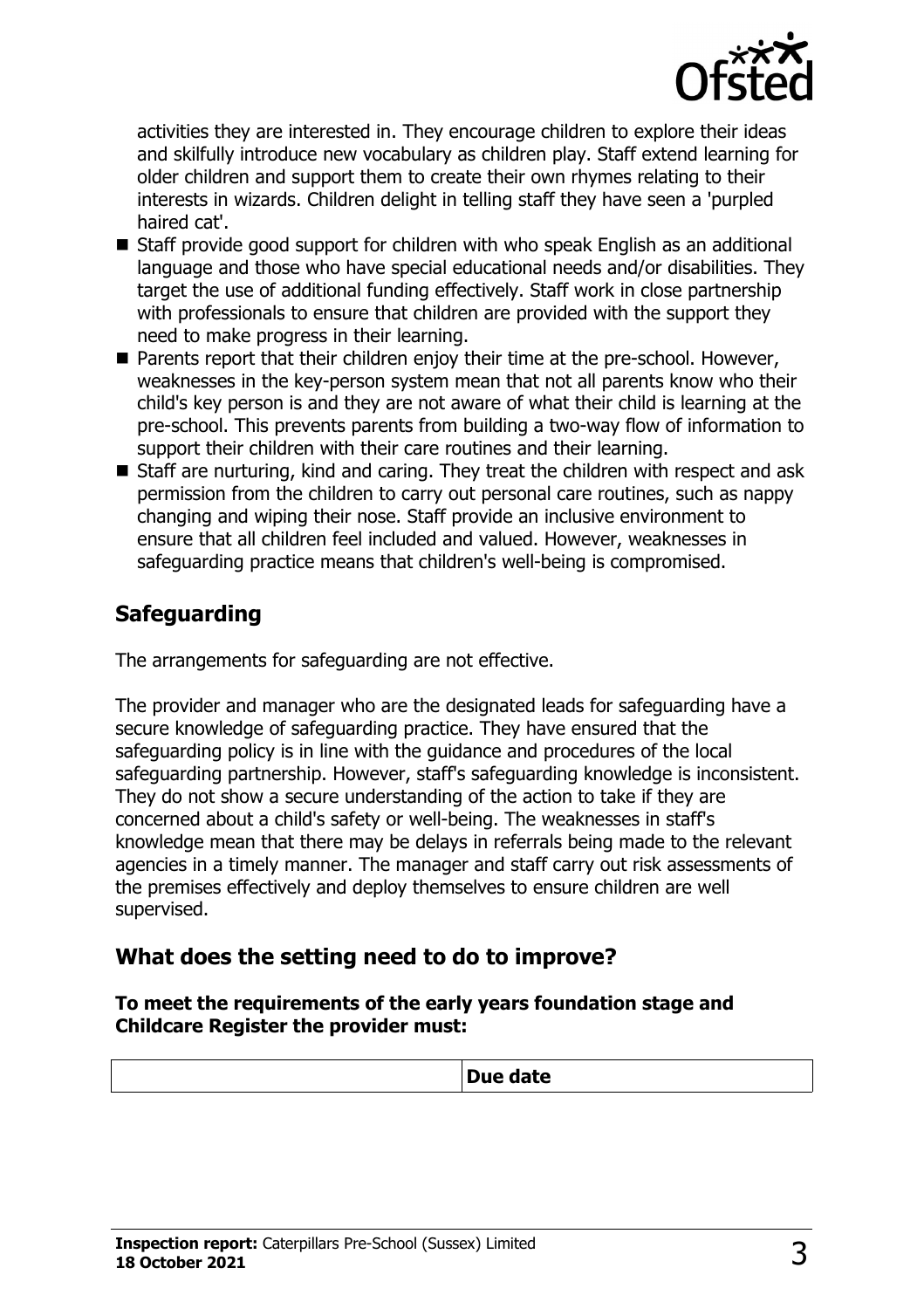activities they are interested in. They encourage children to explore their ideas and skilfully introduce new vocabulary as children play. Staff extend learning for older children and support them to create their own rhymes relating to their interests in wizards. Children delight in telling staff they have seen a 'purpled haired cat'.

- Staff provide good support for children with who speak English as an additional language and those who have special educational needs and/or disabilities. They target the use of additional funding effectively. Staff work in close partnership with professionals to ensure that children are provided with the support they need to make progress in their learning.
- Parents report that their children enjoy their time at the pre-school. However, weaknesses in the key-person system mean that not all parents know who their child's key person is and they are not aware of what their child is learning at the pre-school. This prevents parents from building a two-way flow of information to support their children with their care routines and their learning.
- Staff are nurturing, kind and caring. They treat the children with respect and ask permission from the children to carry out personal care routines, such as nappy changing and wiping their nose. Staff provide an inclusive environment to ensure that all children feel included and valued. However, weaknesses in safeguarding practice means that children's well-being is compromised.

## Safeguarding

The arrangements for safeguarding are not effective.

The provider and manager who are the designated leads for safeguarding have a secure knowledge of safeguarding practice. They have ensured that the safeguarding policy is in line with the guidance and procedures of the local safeguarding partnership. However, staff's safeguarding knowledge is inconsistent. They do not show a secure understanding of the action to take if they are concerned about a child's safety or well-being. The weaknesses in staff's knowledge mean that there may be delays in referrals being made to the relevant agencies in a timely manner. The manager and staff carry out risk assessments of the premises effectively and deploy themselves to ensure children are well supervised.

## What does the setting need to do to improve?

**To meet the requirements of the early years foundation stage and Childcare Register the provider must:**

| | Due date |
|---|---|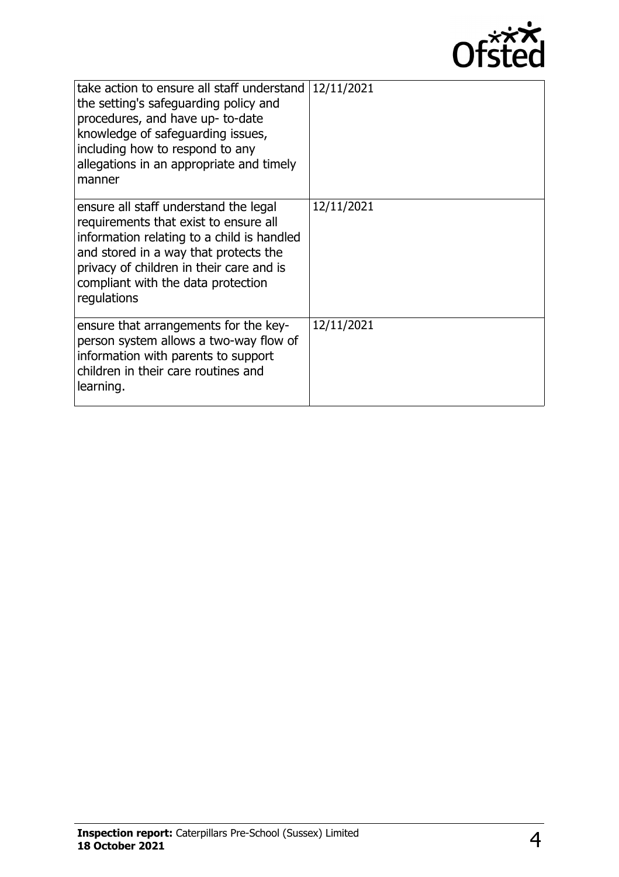| | |
|---|---|
| take action to ensure all staff understand the setting's safeguarding policy and procedures, and have up- to-date knowledge of safeguarding issues, including how to respond to any allegations in an appropriate and timely manner | 12/11/2021 |
| ensure all staff understand the legal requirements that exist to ensure all information relating to a child is handled and stored in a way that protects the privacy of children in their care and is compliant with the data protection regulations | 12/11/2021 |
| ensure that arrangements for the key-person system allows a two-way flow of information with parents to support children in their care routines and learning. | 12/11/2021 |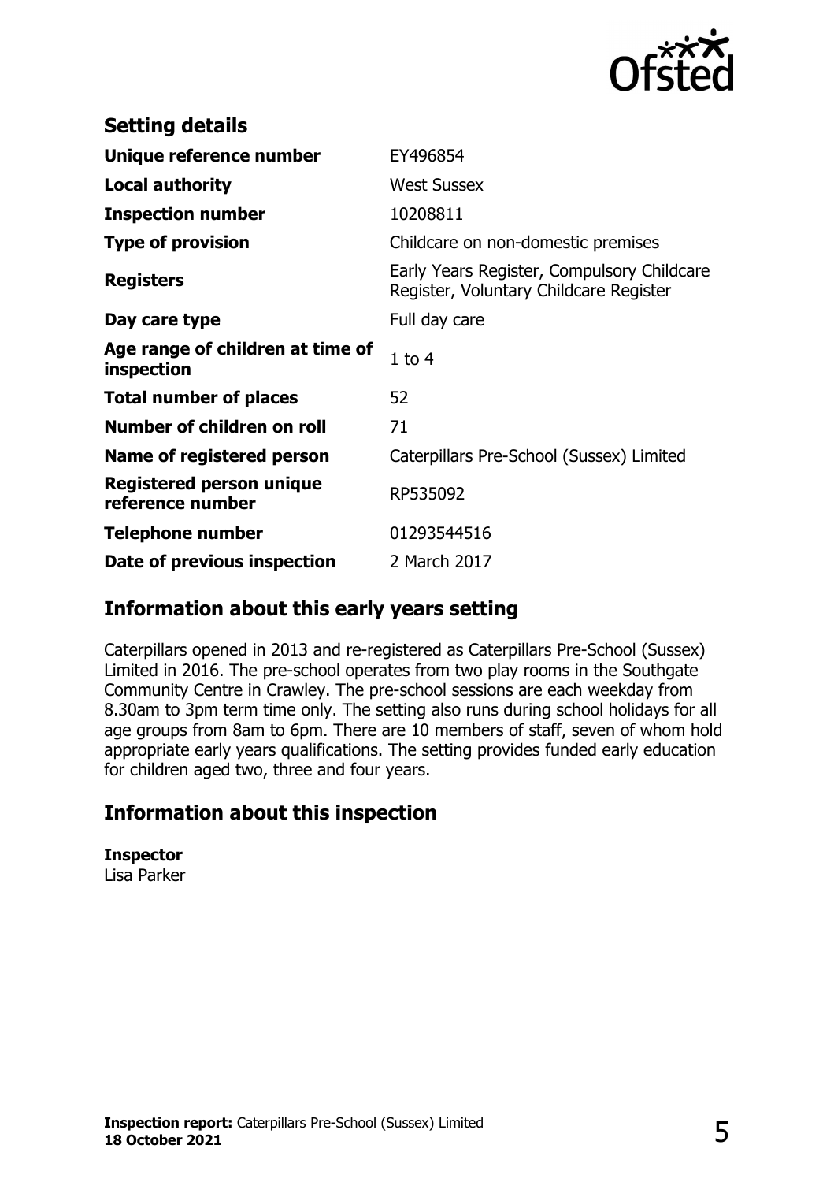## Setting details

| | |
|---|---|
| **Unique reference number** | EY496854 |
| **Local authority** | West Sussex |
| **Inspection number** | 10208811 |
| **Type of provision** | Childcare on non-domestic premises |
| **Registers** | Early Years Register, Compulsory Childcare Register, Voluntary Childcare Register |
| **Day care type** | Full day care |
| **Age range of children at time of inspection** | 1 to 4 |
| **Total number of places** | 52 |
| **Number of children on roll** | 71 |
| **Name of registered person** | Caterpillars Pre-School (Sussex) Limited |
| **Registered person unique reference number** | RP535092 |
| **Telephone number** | 01293544516 |
| **Date of previous inspection** | 2 March 2017 |

## Information about this early years setting

Caterpillars opened in 2013 and re-registered as Caterpillars Pre-School (Sussex) Limited in 2016. The pre-school operates from two play rooms in the Southgate Community Centre in Crawley. The pre-school sessions are each weekday from 8.30am to 3pm term time only. The setting also runs during school holidays for all age groups from 8am to 6pm. There are 10 members of staff, seven of whom hold appropriate early years qualifications. The setting provides funded early education for children aged two, three and four years.

## Information about this inspection

**Inspector**
Lisa Parker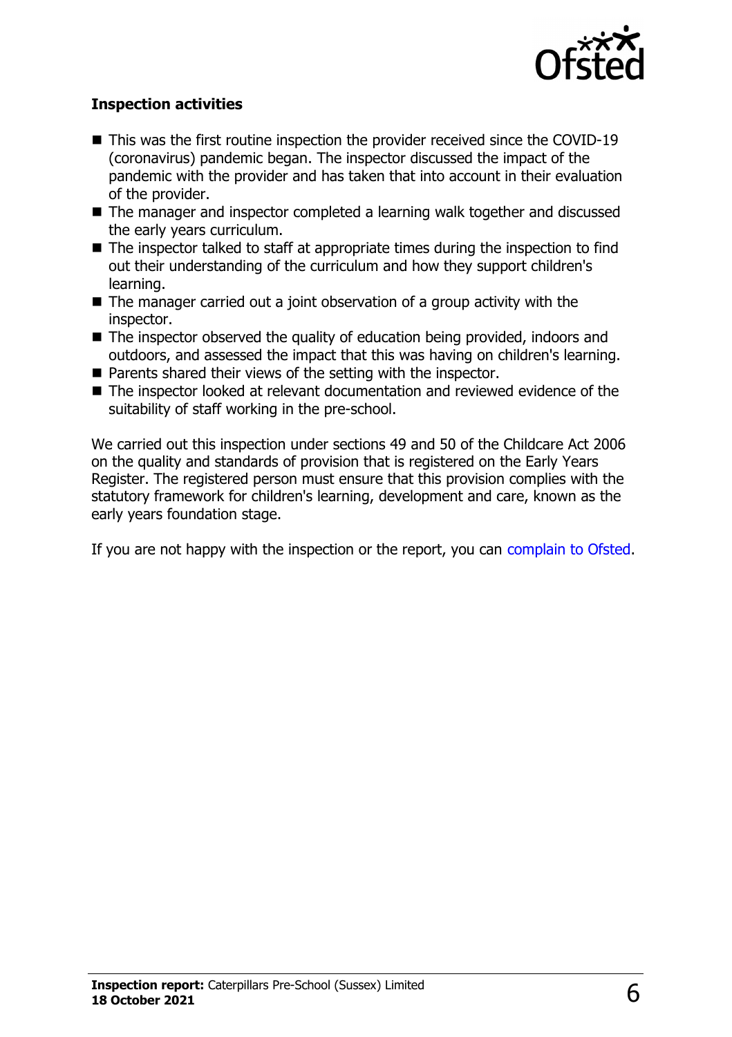**Inspection activities**

- This was the first routine inspection the provider received since the COVID-19 (coronavirus) pandemic began. The inspector discussed the impact of the pandemic with the provider and has taken that into account in their evaluation of the provider.
- The manager and inspector completed a learning walk together and discussed the early years curriculum.
- The inspector talked to staff at appropriate times during the inspection to find out their understanding of the curriculum and how they support children's learning.
- The manager carried out a joint observation of a group activity with the inspector.
- The inspector observed the quality of education being provided, indoors and outdoors, and assessed the impact that this was having on children's learning.
- Parents shared their views of the setting with the inspector.
- The inspector looked at relevant documentation and reviewed evidence of the suitability of staff working in the pre-school.

We carried out this inspection under sections 49 and 50 of the Childcare Act 2006 on the quality and standards of provision that is registered on the Early Years Register. The registered person must ensure that this provision complies with the statutory framework for children's learning, development and care, known as the early years foundation stage.

If you are not happy with the inspection or the report, you can complain to Ofsted.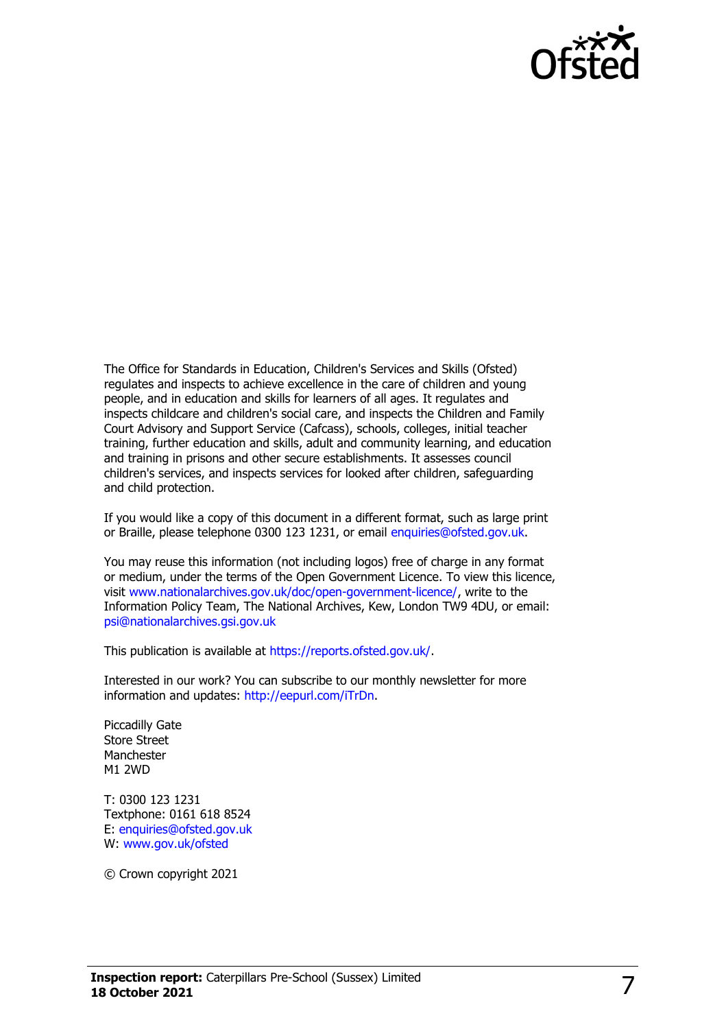The Office for Standards in Education, Children's Services and Skills (Ofsted) regulates and inspects to achieve excellence in the care of children and young people, and in education and skills for learners of all ages. It regulates and inspects childcare and children's social care, and inspects the Children and Family Court Advisory and Support Service (Cafcass), schools, colleges, initial teacher training, further education and skills, adult and community learning, and education and training in prisons and other secure establishments. It assesses council children's services, and inspects services for looked after children, safeguarding and child protection.

If you would like a copy of this document in a different format, such as large print or Braille, please telephone 0300 123 1231, or email enquiries@ofsted.gov.uk.

You may reuse this information (not including logos) free of charge in any format or medium, under the terms of the Open Government Licence. To view this licence, visit www.nationalarchives.gov.uk/doc/open-government-licence/, write to the Information Policy Team, The National Archives, Kew, London TW9 4DU, or email: psi@nationalarchives.gsi.gov.uk

This publication is available at https://reports.ofsted.gov.uk/.

Interested in our work? You can subscribe to our monthly newsletter for more information and updates: http://eepurl.com/iTrDn.

Piccadilly Gate
Store Street
Manchester
M1 2WD

T: 0300 123 1231
Textphone: 0161 618 8524
E: enquiries@ofsted.gov.uk
W: www.gov.uk/ofsted

© Crown copyright 2021